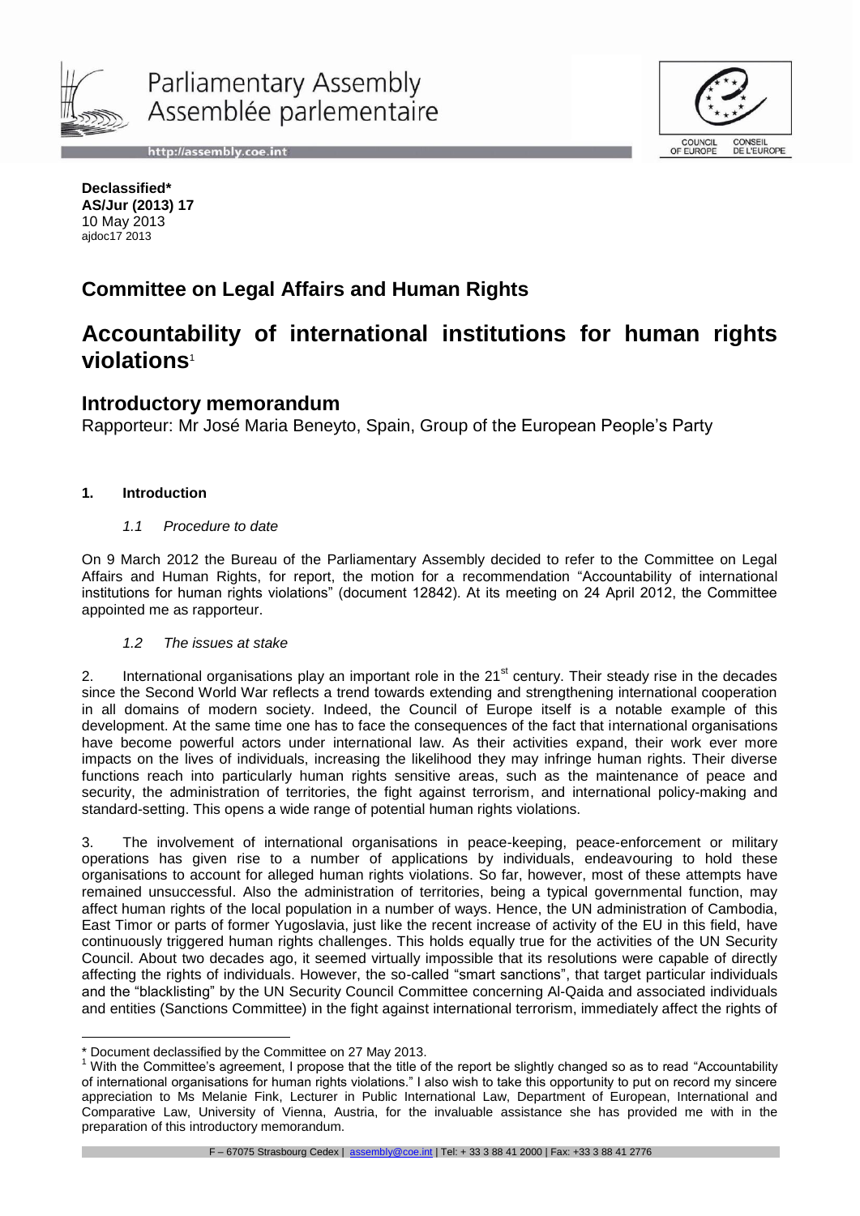Parliamentary Assembly
Assemblée parlementaire

http://assembly.coe.int

**Declassified***
**AS/Jur (2013) 17**
10 May 2013
ajdoc17 2013

## Committee on Legal Affairs and Human Rights

# Accountability of international institutions for human rights violations[1]

## Introductory memorandum

Rapporteur: Mr José Maria Beneyto, Spain, Group of the European People's Party

### 1. Introduction

#### *1.1 Procedure to date*

On 9 March 2012 the Bureau of the Parliamentary Assembly decided to refer to the Committee on Legal Affairs and Human Rights, for report, the motion for a recommendation "Accountability of international institutions for human rights violations" (document 12842). At its meeting on 24 April 2012, the Committee appointed me as rapporteur.

#### *1.2 The issues at stake*

2. International organisations play an important role in the 21st century. Their steady rise in the decades since the Second World War reflects a trend towards extending and strengthening international cooperation in all domains of modern society. Indeed, the Council of Europe itself is a notable example of this development. At the same time one has to face the consequences of the fact that international organisations have become powerful actors under international law. As their activities expand, their work ever more impacts on the lives of individuals, increasing the likelihood they may infringe human rights. Their diverse functions reach into particularly human rights sensitive areas, such as the maintenance of peace and security, the administration of territories, the fight against terrorism, and international policy-making and standard-setting. This opens a wide range of potential human rights violations.

3. The involvement of international organisations in peace-keeping, peace-enforcement or military operations has given rise to a number of applications by individuals, endeavouring to hold these organisations to account for alleged human rights violations. So far, however, most of these attempts have remained unsuccessful. Also the administration of territories, being a typical governmental function, may affect human rights of the local population in a number of ways. Hence, the UN administration of Cambodia, East Timor or parts of former Yugoslavia, just like the recent increase of activity of the EU in this field, have continuously triggered human rights challenges. This holds equally true for the activities of the UN Security Council. About two decades ago, it seemed virtually impossible that its resolutions were capable of directly affecting the rights of individuals. However, the so-called "smart sanctions", that target particular individuals and the "blacklisting" by the UN Security Council Committee concerning Al-Qaida and associated individuals and entities (Sanctions Committee) in the fight against international terrorism, immediately affect the rights of

---

\* Document declassified by the Committee on 27 May 2013.

[1] With the Committee's agreement, I propose that the title of the report be slightly changed so as to read "Accountability of international organisations for human rights violations." I also wish to take this opportunity to put on record my sincere appreciation to Ms Melanie Fink, Lecturer in Public International Law, Department of European, International and Comparative Law, University of Vienna, Austria, for the invaluable assistance she has provided me with in the preparation of this introductory memorandum.

F – 67075 Strasbourg Cedex | assembly@coe.int | Tel: + 33 3 88 41 2000 | Fax: +33 3 88 41 2776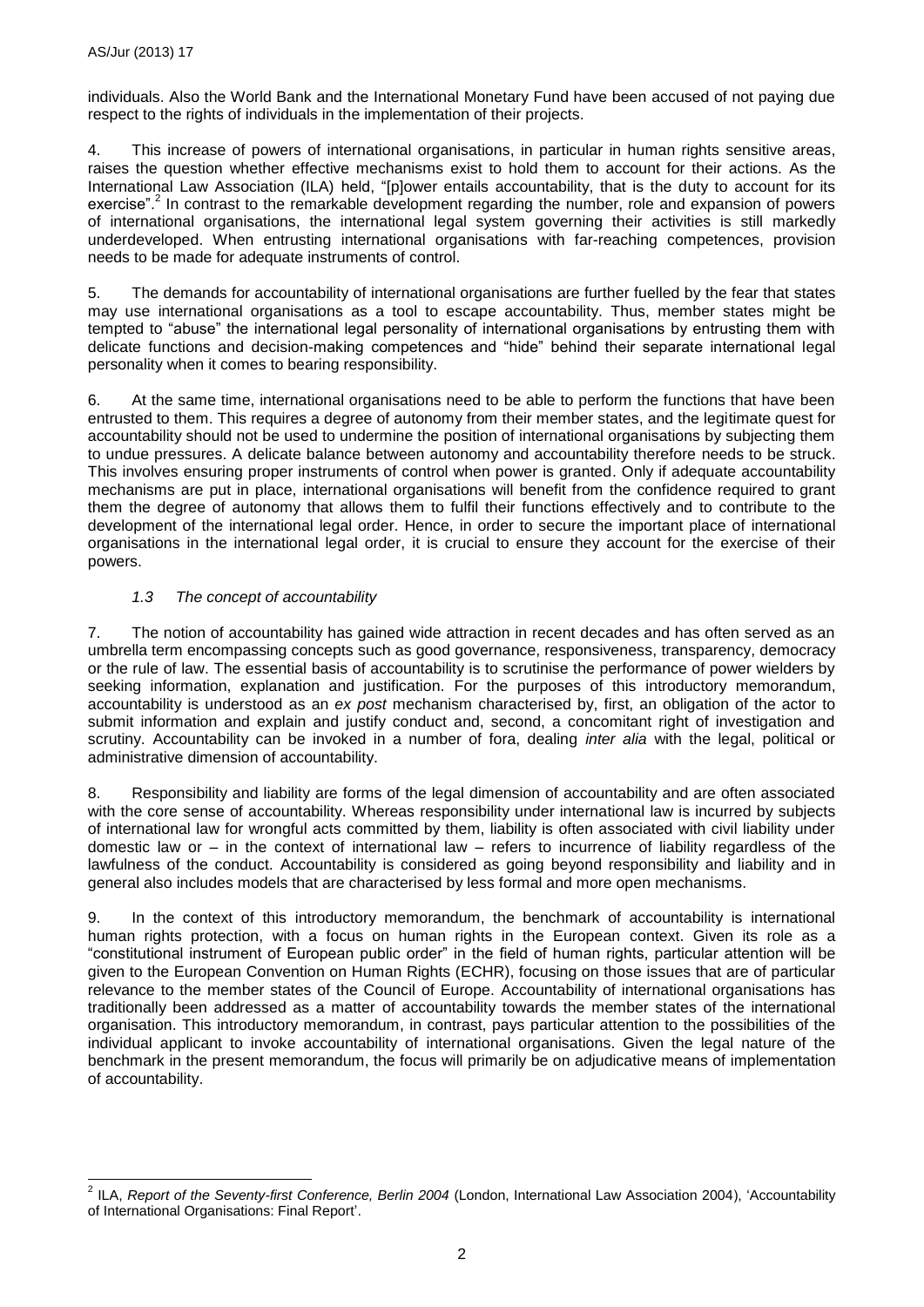individuals. Also the World Bank and the International Monetary Fund have been accused of not paying due respect to the rights of individuals in the implementation of their projects.

4. This increase of powers of international organisations, in particular in human rights sensitive areas, raises the question whether effective mechanisms exist to hold them to account for their actions. As the International Law Association (ILA) held, "[p]ower entails accountability, that is the duty to account for its exercise".[2] In contrast to the remarkable development regarding the number, role and expansion of powers of international organisations, the international legal system governing their activities is still markedly underdeveloped. When entrusting international organisations with far-reaching competences, provision needs to be made for adequate instruments of control.

5. The demands for accountability of international organisations are further fuelled by the fear that states may use international organisations as a tool to escape accountability. Thus, member states might be tempted to "abuse" the international legal personality of international organisations by entrusting them with delicate functions and decision-making competences and "hide" behind their separate international legal personality when it comes to bearing responsibility.

6. At the same time, international organisations need to be able to perform the functions that have been entrusted to them. This requires a degree of autonomy from their member states, and the legitimate quest for accountability should not be used to undermine the position of international organisations by subjecting them to undue pressures. A delicate balance between autonomy and accountability therefore needs to be struck. This involves ensuring proper instruments of control when power is granted. Only if adequate accountability mechanisms are put in place, international organisations will benefit from the confidence required to grant them the degree of autonomy that allows them to fulfil their functions effectively and to contribute to the development of the international legal order. Hence, in order to secure the important place of international organisations in the international legal order, it is crucial to ensure they account for the exercise of their powers.

### *1.3 The concept of accountability*

7. The notion of accountability has gained wide attraction in recent decades and has often served as an umbrella term encompassing concepts such as good governance, responsiveness, transparency, democracy or the rule of law. The essential basis of accountability is to scrutinise the performance of power wielders by seeking information, explanation and justification. For the purposes of this introductory memorandum, accountability is understood as an *ex post* mechanism characterised by, first, an obligation of the actor to submit information and explain and justify conduct and, second, a concomitant right of investigation and scrutiny. Accountability can be invoked in a number of fora, dealing *inter alia* with the legal, political or administrative dimension of accountability.

8. Responsibility and liability are forms of the legal dimension of accountability and are often associated with the core sense of accountability. Whereas responsibility under international law is incurred by subjects of international law for wrongful acts committed by them, liability is often associated with civil liability under domestic law or – in the context of international law – refers to incurrence of liability regardless of the lawfulness of the conduct. Accountability is considered as going beyond responsibility and liability and in general also includes models that are characterised by less formal and more open mechanisms.

9. In the context of this introductory memorandum, the benchmark of accountability is international human rights protection, with a focus on human rights in the European context. Given its role as a "constitutional instrument of European public order" in the field of human rights, particular attention will be given to the European Convention on Human Rights (ECHR), focusing on those issues that are of particular relevance to the member states of the Council of Europe. Accountability of international organisations has traditionally been addressed as a matter of accountability towards the member states of the international organisation. This introductory memorandum, in contrast, pays particular attention to the possibilities of the individual applicant to invoke accountability of international organisations. Given the legal nature of the benchmark in the present memorandum, the focus will primarily be on adjudicative means of implementation of accountability.

---

[2] ILA, *Report of the Seventy-first Conference, Berlin 2004* (London, International Law Association 2004), 'Accountability of International Organisations: Final Report'.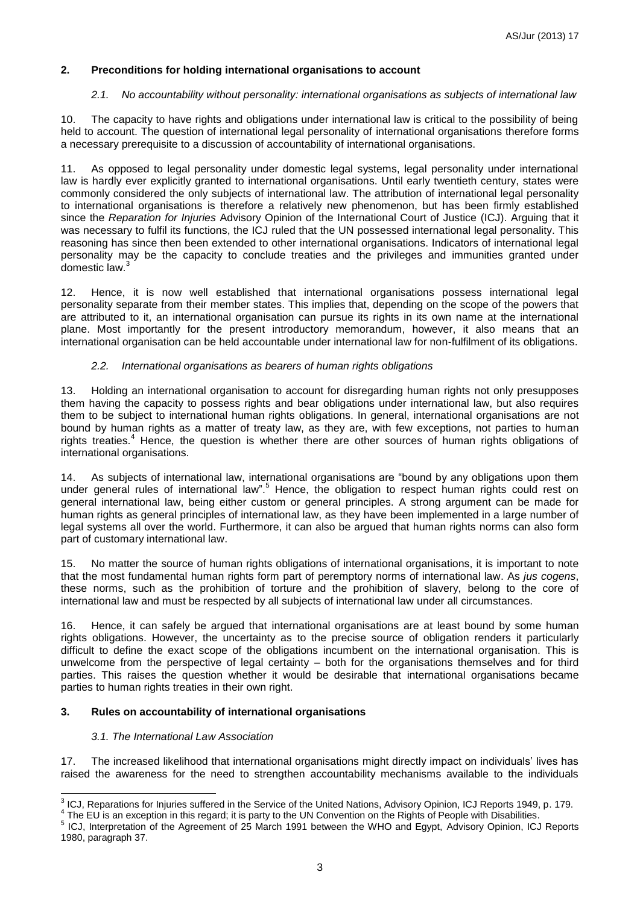## 2. Preconditions for holding international organisations to account

### *2.1. No accountability without personality: international organisations as subjects of international law*

10. The capacity to have rights and obligations under international law is critical to the possibility of being held to account. The question of international legal personality of international organisations therefore forms a necessary prerequisite to a discussion of accountability of international organisations.

11. As opposed to legal personality under domestic legal systems, legal personality under international law is hardly ever explicitly granted to international organisations. Until early twentieth century, states were commonly considered the only subjects of international law. The attribution of international legal personality to international organisations is therefore a relatively new phenomenon, but has been firmly established since the *Reparation for Injuries* Advisory Opinion of the International Court of Justice (ICJ). Arguing that it was necessary to fulfil its functions, the ICJ ruled that the UN possessed international legal personality. This reasoning has since then been extended to other international organisations. Indicators of international legal personality may be the capacity to conclude treaties and the privileges and immunities granted under domestic law.[3]

12. Hence, it is now well established that international organisations possess international legal personality separate from their member states. This implies that, depending on the scope of the powers that are attributed to it, an international organisation can pursue its rights in its own name at the international plane. Most importantly for the present introductory memorandum, however, it also means that an international organisation can be held accountable under international law for non-fulfilment of its obligations.

### *2.2. International organisations as bearers of human rights obligations*

13. Holding an international organisation to account for disregarding human rights not only presupposes them having the capacity to possess rights and bear obligations under international law, but also requires them to be subject to international human rights obligations. In general, international organisations are not bound by human rights as a matter of treaty law, as they are, with few exceptions, not parties to human rights treaties.[4] Hence, the question is whether there are other sources of human rights obligations of international organisations.

14. As subjects of international law, international organisations are "bound by any obligations upon them under general rules of international law".[5] Hence, the obligation to respect human rights could rest on general international law, being either custom or general principles. A strong argument can be made for human rights as general principles of international law, as they have been implemented in a large number of legal systems all over the world. Furthermore, it can also be argued that human rights norms can also form part of customary international law.

15. No matter the source of human rights obligations of international organisations, it is important to note that the most fundamental human rights form part of peremptory norms of international law. As *jus cogens*, these norms, such as the prohibition of torture and the prohibition of slavery, belong to the core of international law and must be respected by all subjects of international law under all circumstances.

16. Hence, it can safely be argued that international organisations are at least bound by some human rights obligations. However, the uncertainty as to the precise source of obligation renders it particularly difficult to define the exact scope of the obligations incumbent on the international organisation. This is unwelcome from the perspective of legal certainty – both for the organisations themselves and for third parties. This raises the question whether it would be desirable that international organisations became parties to human rights treaties in their own right.

## 3. Rules on accountability of international organisations

### *3.1. The International Law Association*

17. The increased likelihood that international organisations might directly impact on individuals' lives has raised the awareness for the need to strengthen accountability mechanisms available to the individuals

---

[3] ICJ, Reparations for Injuries suffered in the Service of the United Nations, Advisory Opinion, ICJ Reports 1949, p. 179.

[4] The EU is an exception in this regard; it is party to the UN Convention on the Rights of People with Disabilities.

[5] ICJ, Interpretation of the Agreement of 25 March 1991 between the WHO and Egypt, Advisory Opinion, ICJ Reports 1980, paragraph 37.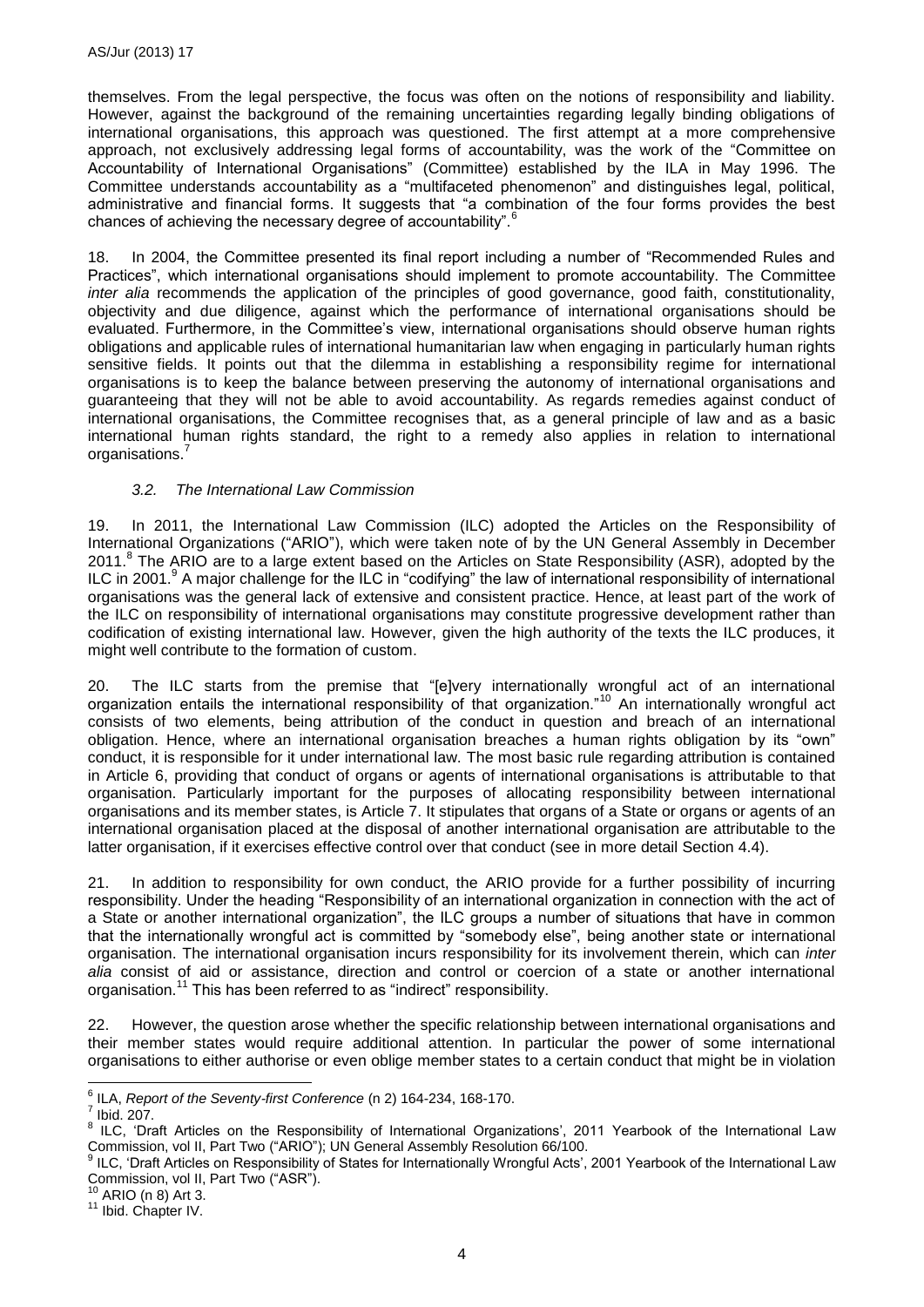themselves. From the legal perspective, the focus was often on the notions of responsibility and liability. However, against the background of the remaining uncertainties regarding legally binding obligations of international organisations, this approach was questioned. The first attempt at a more comprehensive approach, not exclusively addressing legal forms of accountability, was the work of the "Committee on Accountability of International Organisations" (Committee) established by the ILA in May 1996. The Committee understands accountability as a "multifaceted phenomenon" and distinguishes legal, political, administrative and financial forms. It suggests that "a combination of the four forms provides the best chances of achieving the necessary degree of accountability".[6]

18. In 2004, the Committee presented its final report including a number of "Recommended Rules and Practices", which international organisations should implement to promote accountability. The Committee *inter alia* recommends the application of the principles of good governance, good faith, constitutionality, objectivity and due diligence, against which the performance of international organisations should be evaluated. Furthermore, in the Committee's view, international organisations should observe human rights obligations and applicable rules of international humanitarian law when engaging in particularly human rights sensitive fields. It points out that the dilemma in establishing a responsibility regime for international organisations is to keep the balance between preserving the autonomy of international organisations and guaranteeing that they will not be able to avoid accountability. As regards remedies against conduct of international organisations, the Committee recognises that, as a general principle of law and as a basic international human rights standard, the right to a remedy also applies in relation to international organisations.[7]

### *3.2. The International Law Commission*

19. In 2011, the International Law Commission (ILC) adopted the Articles on the Responsibility of International Organizations ("ARIO"), which were taken note of by the UN General Assembly in December 2011.[8] The ARIO are to a large extent based on the Articles on State Responsibility (ASR), adopted by the ILC in 2001.[9] A major challenge for the ILC in "codifying" the law of international responsibility of international organisations was the general lack of extensive and consistent practice. Hence, at least part of the work of the ILC on responsibility of international organisations may constitute progressive development rather than codification of existing international law. However, given the high authority of the texts the ILC produces, it might well contribute to the formation of custom.

20. The ILC starts from the premise that "[e]very internationally wrongful act of an international organization entails the international responsibility of that organization."[10] An internationally wrongful act consists of two elements, being attribution of the conduct in question and breach of an international obligation. Hence, where an international organisation breaches a human rights obligation by its "own" conduct, it is responsible for it under international law. The most basic rule regarding attribution is contained in Article 6, providing that conduct of organs or agents of international organisations is attributable to that organisation. Particularly important for the purposes of allocating responsibility between international organisations and its member states, is Article 7. It stipulates that organs of a State or organs or agents of an international organisation placed at the disposal of another international organisation are attributable to the latter organisation, if it exercises effective control over that conduct (see in more detail Section 4.4).

21. In addition to responsibility for own conduct, the ARIO provide for a further possibility of incurring responsibility. Under the heading "Responsibility of an international organization in connection with the act of a State or another international organization", the ILC groups a number of situations that have in common that the internationally wrongful act is committed by "somebody else", being another state or international organisation. The international organisation incurs responsibility for its involvement therein, which can *inter alia* consist of aid or assistance, direction and control or coercion of a state or another international organisation.[11] This has been referred to as "indirect" responsibility.

22. However, the question arose whether the specific relationship between international organisations and their member states would require additional attention. In particular the power of some international organisations to either authorise or even oblige member states to a certain conduct that might be in violation

---

[6] ILA, *Report of the Seventy-first Conference* (n 2) 164-234, 168-170.

[7] Ibid. 207.

[8] ILC, 'Draft Articles on the Responsibility of International Organizations', 2011 Yearbook of the International Law Commission, vol II, Part Two ("ARIO"); UN General Assembly Resolution 66/100.

[9] ILC, 'Draft Articles on Responsibility of States for Internationally Wrongful Acts', 2001 Yearbook of the International Law Commission, vol II, Part Two ("ASR").

[10] ARIO (n 8) Art 3.

[11] Ibid. Chapter IV.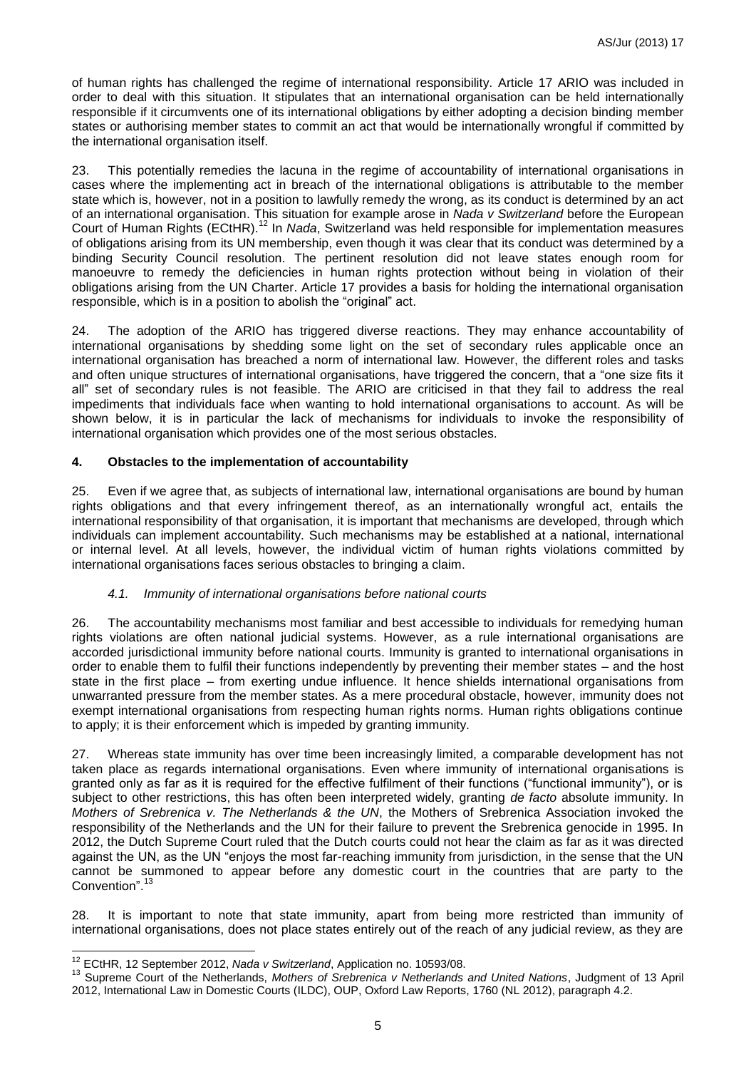of human rights has challenged the regime of international responsibility. Article 17 ARIO was included in order to deal with this situation. It stipulates that an international organisation can be held internationally responsible if it circumvents one of its international obligations by either adopting a decision binding member states or authorising member states to commit an act that would be internationally wrongful if committed by the international organisation itself.

23. This potentially remedies the lacuna in the regime of accountability of international organisations in cases where the implementing act in breach of the international obligations is attributable to the member state which is, however, not in a position to lawfully remedy the wrong, as its conduct is determined by an act of an international organisation. This situation for example arose in *Nada v Switzerland* before the European Court of Human Rights (ECtHR).[12] In *Nada*, Switzerland was held responsible for implementation measures of obligations arising from its UN membership, even though it was clear that its conduct was determined by a binding Security Council resolution. The pertinent resolution did not leave states enough room for manoeuvre to remedy the deficiencies in human rights protection without being in violation of their obligations arising from the UN Charter. Article 17 provides a basis for holding the international organisation responsible, which is in a position to abolish the "original" act.

24. The adoption of the ARIO has triggered diverse reactions. They may enhance accountability of international organisations by shedding some light on the set of secondary rules applicable once an international organisation has breached a norm of international law. However, the different roles and tasks and often unique structures of international organisations, have triggered the concern, that a "one size fits it all" set of secondary rules is not feasible. The ARIO are criticised in that they fail to address the real impediments that individuals face when wanting to hold international organisations to account. As will be shown below, it is in particular the lack of mechanisms for individuals to invoke the responsibility of international organisation which provides one of the most serious obstacles.

## 4. Obstacles to the implementation of accountability

25. Even if we agree that, as subjects of international law, international organisations are bound by human rights obligations and that every infringement thereof, as an internationally wrongful act, entails the international responsibility of that organisation, it is important that mechanisms are developed, through which individuals can implement accountability. Such mechanisms may be established at a national, international or internal level. At all levels, however, the individual victim of human rights violations committed by international organisations faces serious obstacles to bringing a claim.

### *4.1. Immunity of international organisations before national courts*

26. The accountability mechanisms most familiar and best accessible to individuals for remedying human rights violations are often national judicial systems. However, as a rule international organisations are accorded jurisdictional immunity before national courts. Immunity is granted to international organisations in order to enable them to fulfil their functions independently by preventing their member states – and the host state in the first place – from exerting undue influence. It hence shields international organisations from unwarranted pressure from the member states. As a mere procedural obstacle, however, immunity does not exempt international organisations from respecting human rights norms. Human rights obligations continue to apply; it is their enforcement which is impeded by granting immunity.

27. Whereas state immunity has over time been increasingly limited, a comparable development has not taken place as regards international organisations. Even where immunity of international organisations is granted only as far as it is required for the effective fulfilment of their functions ("functional immunity"), or is subject to other restrictions, this has often been interpreted widely, granting *de facto* absolute immunity. In *Mothers of Srebrenica v. The Netherlands & the UN*, the Mothers of Srebrenica Association invoked the responsibility of the Netherlands and the UN for their failure to prevent the Srebrenica genocide in 1995. In 2012, the Dutch Supreme Court ruled that the Dutch courts could not hear the claim as far as it was directed against the UN, as the UN "enjoys the most far-reaching immunity from jurisdiction, in the sense that the UN cannot be summoned to appear before any domestic court in the countries that are party to the Convention".[13]

28. It is important to note that state immunity, apart from being more restricted than immunity of international organisations, does not place states entirely out of the reach of any judicial review, as they are

---

[12] ECtHR, 12 September 2012, *Nada v Switzerland*, Application no. 10593/08.

[13] Supreme Court of the Netherlands, *Mothers of Srebrenica v Netherlands and United Nations*, Judgment of 13 April 2012, International Law in Domestic Courts (ILDC), OUP, Oxford Law Reports, 1760 (NL 2012), paragraph 4.2.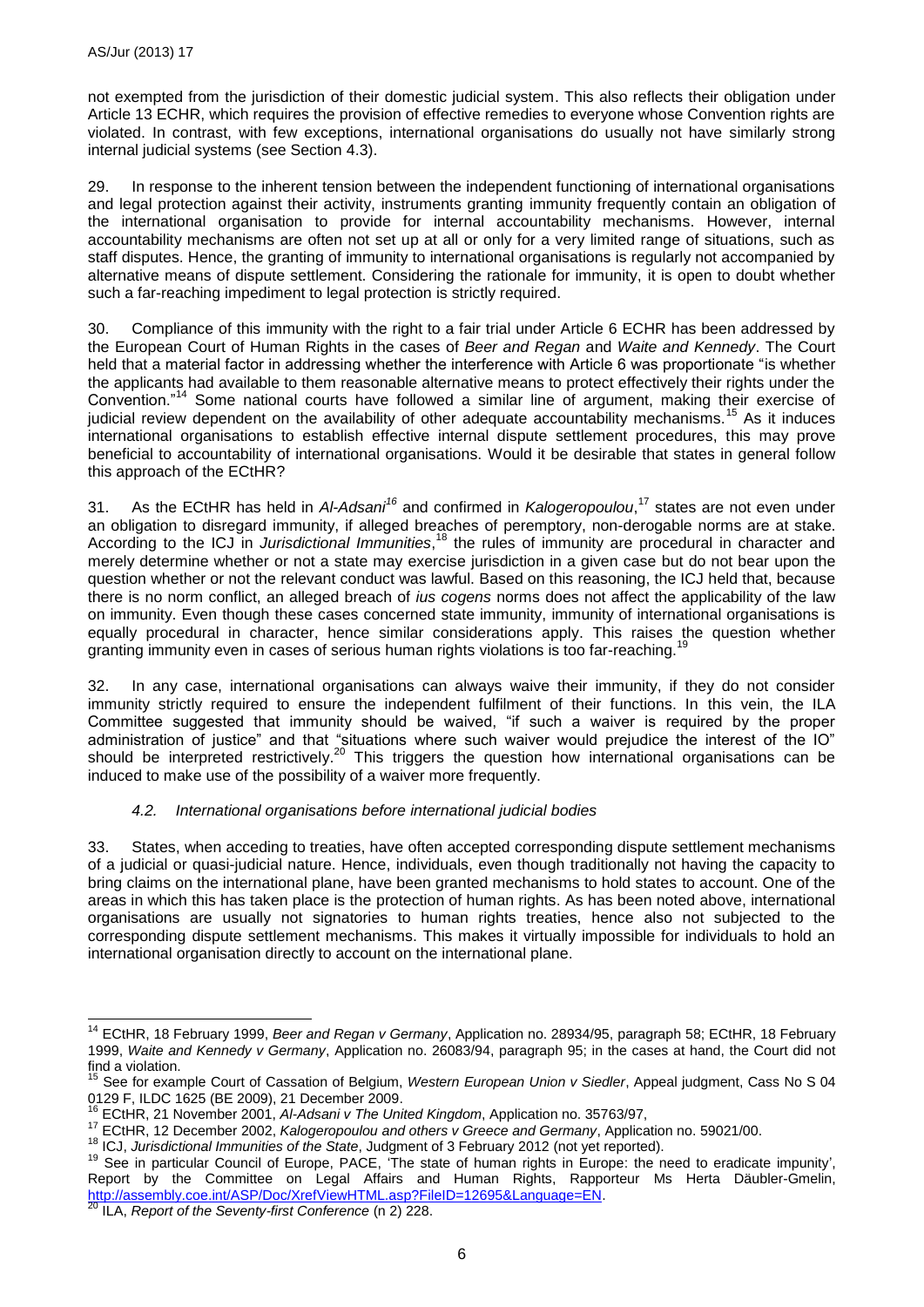not exempted from the jurisdiction of their domestic judicial system. This also reflects their obligation under Article 13 ECHR, which requires the provision of effective remedies to everyone whose Convention rights are violated. In contrast, with few exceptions, international organisations do usually not have similarly strong internal judicial systems (see Section 4.3).

29. In response to the inherent tension between the independent functioning of international organisations and legal protection against their activity, instruments granting immunity frequently contain an obligation of the international organisation to provide for internal accountability mechanisms. However, internal accountability mechanisms are often not set up at all or only for a very limited range of situations, such as staff disputes. Hence, the granting of immunity to international organisations is regularly not accompanied by alternative means of dispute settlement. Considering the rationale for immunity, it is open to doubt whether such a far-reaching impediment to legal protection is strictly required.

30. Compliance of this immunity with the right to a fair trial under Article 6 ECHR has been addressed by the European Court of Human Rights in the cases of *Beer and Regan* and *Waite and Kennedy*. The Court held that a material factor in addressing whether the interference with Article 6 was proportionate "is whether the applicants had available to them reasonable alternative means to protect effectively their rights under the Convention."[14] Some national courts have followed a similar line of argument, making their exercise of judicial review dependent on the availability of other adequate accountability mechanisms.[15] As it induces international organisations to establish effective internal dispute settlement procedures, this may prove beneficial to accountability of international organisations. Would it be desirable that states in general follow this approach of the ECtHR?

31. As the ECtHR has held in *Al-Adsani*[16] and confirmed in *Kalogeropoulou*,[17] states are not even under an obligation to disregard immunity, if alleged breaches of peremptory, non-derogable norms are at stake. According to the ICJ in *Jurisdictional Immunities*,[18] the rules of immunity are procedural in character and merely determine whether or not a state may exercise jurisdiction in a given case but do not bear upon the question whether or not the relevant conduct was lawful. Based on this reasoning, the ICJ held that, because there is no norm conflict, an alleged breach of *ius cogens* norms does not affect the applicability of the law on immunity. Even though these cases concerned state immunity, immunity of international organisations is equally procedural in character, hence similar considerations apply. This raises the question whether granting immunity even in cases of serious human rights violations is too far-reaching.[19]

32. In any case, international organisations can always waive their immunity, if they do not consider immunity strictly required to ensure the independent fulfilment of their functions. In this vein, the ILA Committee suggested that immunity should be waived, "if such a waiver is required by the proper administration of justice" and that "situations where such waiver would prejudice the interest of the IO" should be interpreted restrictively.[20] This triggers the question how international organisations can be induced to make use of the possibility of a waiver more frequently.

### *4.2. International organisations before international judicial bodies*

33. States, when acceding to treaties, have often accepted corresponding dispute settlement mechanisms of a judicial or quasi-judicial nature. Hence, individuals, even though traditionally not having the capacity to bring claims on the international plane, have been granted mechanisms to hold states to account. One of the areas in which this has taken place is the protection of human rights. As has been noted above, international organisations are usually not signatories to human rights treaties, hence also not subjected to the corresponding dispute settlement mechanisms. This makes it virtually impossible for individuals to hold an international organisation directly to account on the international plane.

---

[14] ECtHR, 18 February 1999, *Beer and Regan v Germany*, Application no. 28934/95, paragraph 58; ECtHR, 18 February 1999, *Waite and Kennedy v Germany*, Application no. 26083/94, paragraph 95; in the cases at hand, the Court did not find a violation.

[15] See for example Court of Cassation of Belgium, *Western European Union v Siedler*, Appeal judgment, Cass No S 04 0129 F, ILDC 1625 (BE 2009), 21 December 2009.

[16] ECtHR, 21 November 2001, *Al-Adsani v The United Kingdom*, Application no. 35763/97,

[17] ECtHR, 12 December 2002, *Kalogeropoulou and others v Greece and Germany*, Application no. 59021/00.

[18] ICJ, *Jurisdictional Immunities of the State*, Judgment of 3 February 2012 (not yet reported).

[19] See in particular Council of Europe, PACE, 'The state of human rights in Europe: the need to eradicate impunity', Report by the Committee on Legal Affairs and Human Rights, Rapporteur Ms Herta Däubler-Gmelin, http://assembly.coe.int/ASP/Doc/XrefViewHTML.asp?FileID=12695&Language=EN.

[20] ILA, *Report of the Seventy-first Conference* (n 2) 228.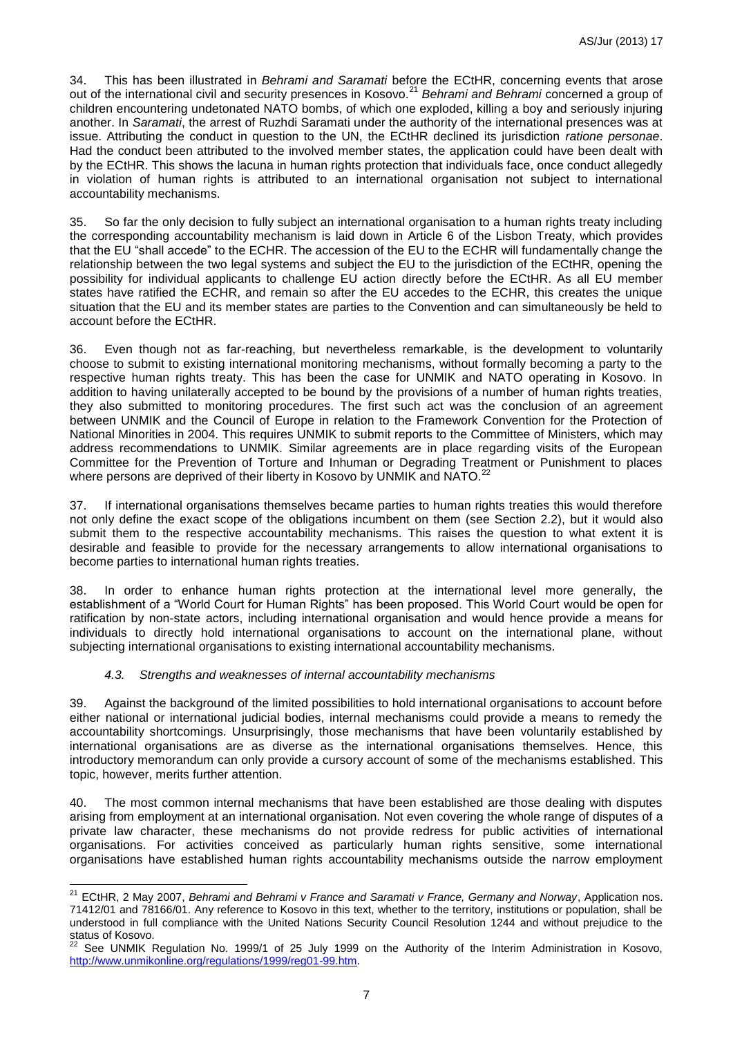34. This has been illustrated in *Behrami and Saramati* before the ECtHR, concerning events that arose out of the international civil and security presences in Kosovo.[21] *Behrami and Behrami* concerned a group of children encountering undetonated NATO bombs, of which one exploded, killing a boy and seriously injuring another. In *Saramati*, the arrest of Ruzhdi Saramati under the authority of the international presences was at issue. Attributing the conduct in question to the UN, the ECtHR declined its jurisdiction *ratione personae*. Had the conduct been attributed to the involved member states, the application could have been dealt with by the ECtHR. This shows the lacuna in human rights protection that individuals face, once conduct allegedly in violation of human rights is attributed to an international organisation not subject to international accountability mechanisms.

35. So far the only decision to fully subject an international organisation to a human rights treaty including the corresponding accountability mechanism is laid down in Article 6 of the Lisbon Treaty, which provides that the EU "shall accede" to the ECHR. The accession of the EU to the ECHR will fundamentally change the relationship between the two legal systems and subject the EU to the jurisdiction of the ECtHR, opening the possibility for individual applicants to challenge EU action directly before the ECtHR. As all EU member states have ratified the ECHR, and remain so after the EU accedes to the ECHR, this creates the unique situation that the EU and its member states are parties to the Convention and can simultaneously be held to account before the ECtHR.

36. Even though not as far-reaching, but nevertheless remarkable, is the development to voluntarily choose to submit to existing international monitoring mechanisms, without formally becoming a party to the respective human rights treaty. This has been the case for UNMIK and NATO operating in Kosovo. In addition to having unilaterally accepted to be bound by the provisions of a number of human rights treaties, they also submitted to monitoring procedures. The first such act was the conclusion of an agreement between UNMIK and the Council of Europe in relation to the Framework Convention for the Protection of National Minorities in 2004. This requires UNMIK to submit reports to the Committee of Ministers, which may address recommendations to UNMIK. Similar agreements are in place regarding visits of the European Committee for the Prevention of Torture and Inhuman or Degrading Treatment or Punishment to places where persons are deprived of their liberty in Kosovo by UNMIK and NATO.[22]

37. If international organisations themselves became parties to human rights treaties this would therefore not only define the exact scope of the obligations incumbent on them (see Section 2.2), but it would also submit them to the respective accountability mechanisms. This raises the question to what extent it is desirable and feasible to provide for the necessary arrangements to allow international organisations to become parties to international human rights treaties.

38. In order to enhance human rights protection at the international level more generally, the establishment of a "World Court for Human Rights" has been proposed. This World Court would be open for ratification by non-state actors, including international organisation and would hence provide a means for individuals to directly hold international organisations to account on the international plane, without subjecting international organisations to existing international accountability mechanisms.

### *4.3. Strengths and weaknesses of internal accountability mechanisms*

39. Against the background of the limited possibilities to hold international organisations to account before either national or international judicial bodies, internal mechanisms could provide a means to remedy the accountability shortcomings. Unsurprisingly, those mechanisms that have been voluntarily established by international organisations are as diverse as the international organisations themselves. Hence, this introductory memorandum can only provide a cursory account of some of the mechanisms established. This topic, however, merits further attention.

40. The most common internal mechanisms that have been established are those dealing with disputes arising from employment at an international organisation. Not even covering the whole range of disputes of a private law character, these mechanisms do not provide redress for public activities of international organisations. For activities conceived as particularly human rights sensitive, some international organisations have established human rights accountability mechanisms outside the narrow employment

---

[21] ECtHR, 2 May 2007, *Behrami and Behrami v France and Saramati v France, Germany and Norway*, Application nos. 71412/01 and 78166/01. Any reference to Kosovo in this text, whether to the territory, institutions or population, shall be understood in full compliance with the United Nations Security Council Resolution 1244 and without prejudice to the status of Kosovo.

[22] See UNMIK Regulation No. 1999/1 of 25 July 1999 on the Authority of the Interim Administration in Kosovo, http://www.unmikonline.org/regulations/1999/reg01-99.htm.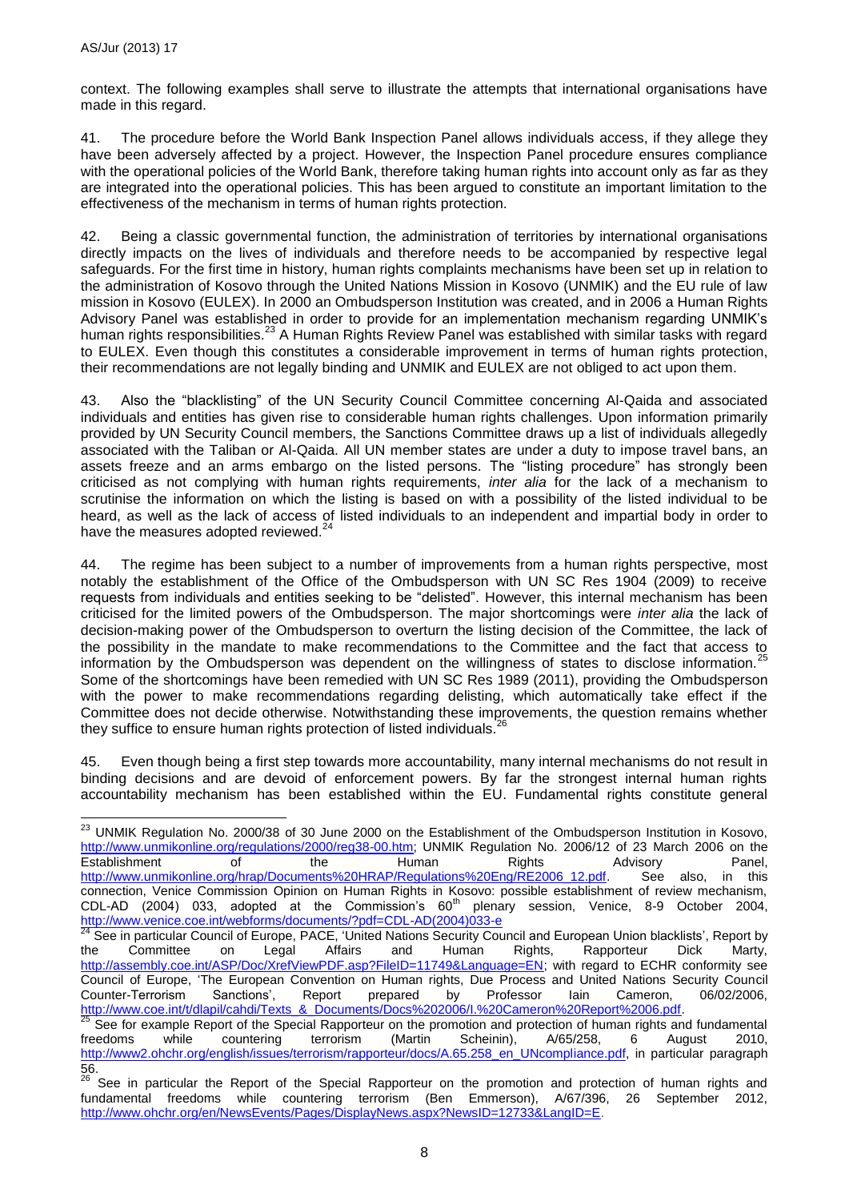context. The following examples shall serve to illustrate the attempts that international organisations have made in this regard.

41. The procedure before the World Bank Inspection Panel allows individuals access, if they allege they have been adversely affected by a project. However, the Inspection Panel procedure ensures compliance with the operational policies of the World Bank, therefore taking human rights into account only as far as they are integrated into the operational policies. This has been argued to constitute an important limitation to the effectiveness of the mechanism in terms of human rights protection.

42. Being a classic governmental function, the administration of territories by international organisations directly impacts on the lives of individuals and therefore needs to be accompanied by respective legal safeguards. For the first time in history, human rights complaints mechanisms have been set up in relation to the administration of Kosovo through the United Nations Mission in Kosovo (UNMIK) and the EU rule of law mission in Kosovo (EULEX). In 2000 an Ombudsperson Institution was created, and in 2006 a Human Rights Advisory Panel was established in order to provide for an implementation mechanism regarding UNMIK's human rights responsibilities.[23] A Human Rights Review Panel was established with similar tasks with regard to EULEX. Even though this constitutes a considerable improvement in terms of human rights protection, their recommendations are not legally binding and UNMIK and EULEX are not obliged to act upon them.

43. Also the "blacklisting" of the UN Security Council Committee concerning Al-Qaida and associated individuals and entities has given rise to considerable human rights challenges. Upon information primarily provided by UN Security Council members, the Sanctions Committee draws up a list of individuals allegedly associated with the Taliban or Al-Qaida. All UN member states are under a duty to impose travel bans, an assets freeze and an arms embargo on the listed persons. The "listing procedure" has strongly been criticised as not complying with human rights requirements, *inter alia* for the lack of a mechanism to scrutinise the information on which the listing is based on with a possibility of the listed individual to be heard, as well as the lack of access of listed individuals to an independent and impartial body in order to have the measures adopted reviewed.[24]

44. The regime has been subject to a number of improvements from a human rights perspective, most notably the establishment of the Office of the Ombudsperson with UN SC Res 1904 (2009) to receive requests from individuals and entities seeking to be "delisted". However, this internal mechanism has been criticised for the limited powers of the Ombudsperson. The major shortcomings were *inter alia* the lack of decision-making power of the Ombudsperson to overturn the listing decision of the Committee, the lack of the possibility in the mandate to make recommendations to the Committee and the fact that access to information by the Ombudsperson was dependent on the willingness of states to disclose information.[25] Some of the shortcomings have been remedied with UN SC Res 1989 (2011), providing the Ombudsperson with the power to make recommendations regarding delisting, which automatically take effect if the Committee does not decide otherwise. Notwithstanding these improvements, the question remains whether they suffice to ensure human rights protection of listed individuals.[26]

45. Even though being a first step towards more accountability, many internal mechanisms do not result in binding decisions and are devoid of enforcement powers. By far the strongest internal human rights accountability mechanism has been established within the EU. Fundamental rights constitute general

---

[23] UNMIK Regulation No. 2000/38 of 30 June 2000 on the Establishment of the Ombudsperson Institution in Kosovo, http://www.unmikonline.org/regulations/2000/reg38-00.htm; UNMIK Regulation No. 2006/12 of 23 March 2006 on the Establishment of the Human Rights Advisory Panel, http://www.unmikonline.org/hrap/Documents%20HRAP/Regulations%20Eng/RE2006_12.pdf. See also, in this connection, Venice Commission Opinion on Human Rights in Kosovo: possible establishment of review mechanism, CDL-AD (2004) 033, adopted at the Commission's 60th plenary session, Venice, 8-9 October 2004, http://www.venice.coe.int/webforms/documents/?pdf=CDL-AD(2004)033-e

[24] See in particular Council of Europe, PACE, 'United Nations Security Council and European Union blacklists', Report by the Committee on Legal Affairs and Human Rights, Rapporteur Dick Marty, http://assembly.coe.int/ASP/Doc/XrefViewPDF.asp?FileID=11749&Language=EN; with regard to ECHR conformity see Council of Europe, 'The European Convention on Human rights, Due Process and United Nations Security Council Counter-Terrorism Sanctions', Report prepared by Professor Iain Cameron, 06/02/2006, http://www.coe.int/t/dlapil/cahdi/Texts_&_Documents/Docs%202006/I.%20Cameron%20Report%2006.pdf.

[25] See for example Report of the Special Rapporteur on the promotion and protection of human rights and fundamental freedoms while countering terrorism (Martin Scheinin), A/65/258, 6 August 2010, http://www2.ohchr.org/english/issues/terrorism/rapporteur/docs/A.65.258_en_UNcompliance.pdf, in particular paragraph 56.

[26] See in particular the Report of the Special Rapporteur on the promotion and protection of human rights and fundamental freedoms while countering terrorism (Ben Emmerson), A/67/396, 26 September 2012, http://www.ohchr.org/en/NewsEvents/Pages/DisplayNews.aspx?NewsID=12733&LangID=E.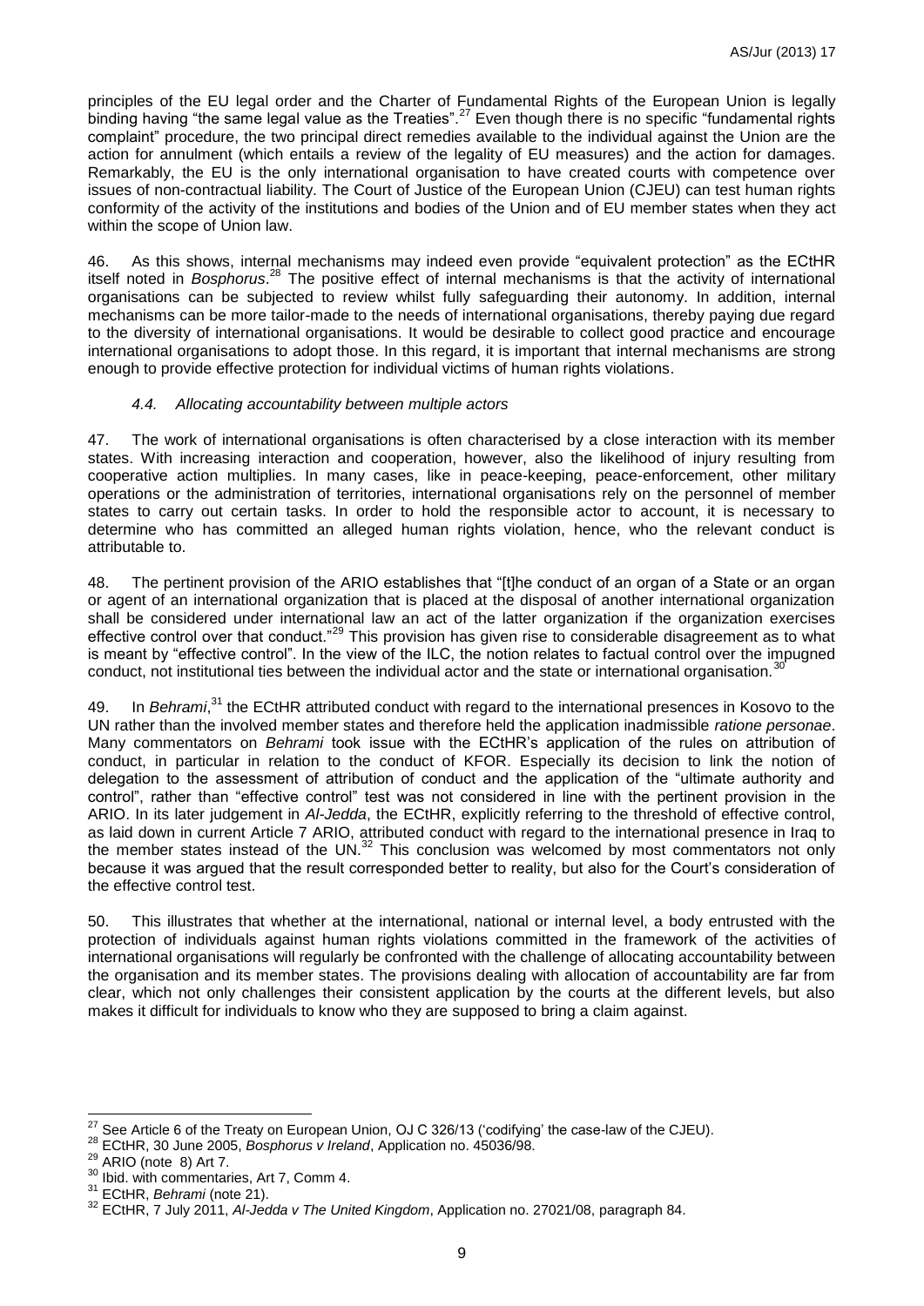principles of the EU legal order and the Charter of Fundamental Rights of the European Union is legally binding having "the same legal value as the Treaties".[27] Even though there is no specific "fundamental rights complaint" procedure, the two principal direct remedies available to the individual against the Union are the action for annulment (which entails a review of the legality of EU measures) and the action for damages. Remarkably, the EU is the only international organisation to have created courts with competence over issues of non-contractual liability. The Court of Justice of the European Union (CJEU) can test human rights conformity of the activity of the institutions and bodies of the Union and of EU member states when they act within the scope of Union law.

46. As this shows, internal mechanisms may indeed even provide "equivalent protection" as the ECtHR itself noted in *Bosphorus*.[28] The positive effect of internal mechanisms is that the activity of international organisations can be subjected to review whilst fully safeguarding their autonomy. In addition, internal mechanisms can be more tailor-made to the needs of international organisations, thereby paying due regard to the diversity of international organisations. It would be desirable to collect good practice and encourage international organisations to adopt those. In this regard, it is important that internal mechanisms are strong enough to provide effective protection for individual victims of human rights violations.

#### *4.4. Allocating accountability between multiple actors*

47. The work of international organisations is often characterised by a close interaction with its member states. With increasing interaction and cooperation, however, also the likelihood of injury resulting from cooperative action multiplies. In many cases, like in peace-keeping, peace-enforcement, other military operations or the administration of territories, international organisations rely on the personnel of member states to carry out certain tasks. In order to hold the responsible actor to account, it is necessary to determine who has committed an alleged human rights violation, hence, who the relevant conduct is attributable to.

48. The pertinent provision of the ARIO establishes that "[t]he conduct of an organ of a State or an organ or agent of an international organization that is placed at the disposal of another international organization shall be considered under international law an act of the latter organization if the organization exercises effective control over that conduct."[29] This provision has given rise to considerable disagreement as to what is meant by "effective control". In the view of the ILC, the notion relates to factual control over the impugned conduct, not institutional ties between the individual actor and the state or international organisation.[30]

49. In *Behrami*,[31] the ECtHR attributed conduct with regard to the international presences in Kosovo to the UN rather than the involved member states and therefore held the application inadmissible *ratione personae*. Many commentators on *Behrami* took issue with the ECtHR's application of the rules on attribution of conduct, in particular in relation to the conduct of KFOR. Especially its decision to link the notion of delegation to the assessment of attribution of conduct and the application of the "ultimate authority and control", rather than "effective control" test was not considered in line with the pertinent provision in the ARIO. In its later judgement in *Al-Jedda*, the ECtHR, explicitly referring to the threshold of effective control, as laid down in current Article 7 ARIO, attributed conduct with regard to the international presence in Iraq to the member states instead of the UN.[32] This conclusion was welcomed by most commentators not only because it was argued that the result corresponded better to reality, but also for the Court's consideration of the effective control test.

50. This illustrates that whether at the international, national or internal level, a body entrusted with the protection of individuals against human rights violations committed in the framework of the activities of international organisations will regularly be confronted with the challenge of allocating accountability between the organisation and its member states. The provisions dealing with allocation of accountability are far from clear, which not only challenges their consistent application by the courts at the different levels, but also makes it difficult for individuals to know who they are supposed to bring a claim against.

---

[27] See Article 6 of the Treaty on European Union, OJ C 326/13 ('codifying' the case-law of the CJEU).
[28] ECtHR, 30 June 2005, *Bosphorus v Ireland*, Application no. 45036/98.
[29] ARIO (note 8) Art 7.
[30] Ibid. with commentaries, Art 7, Comm 4.
[31] ECtHR, *Behrami* (note 21).
[32] ECtHR, 7 July 2011, *Al-Jedda v The United Kingdom*, Application no. 27021/08, paragraph 84.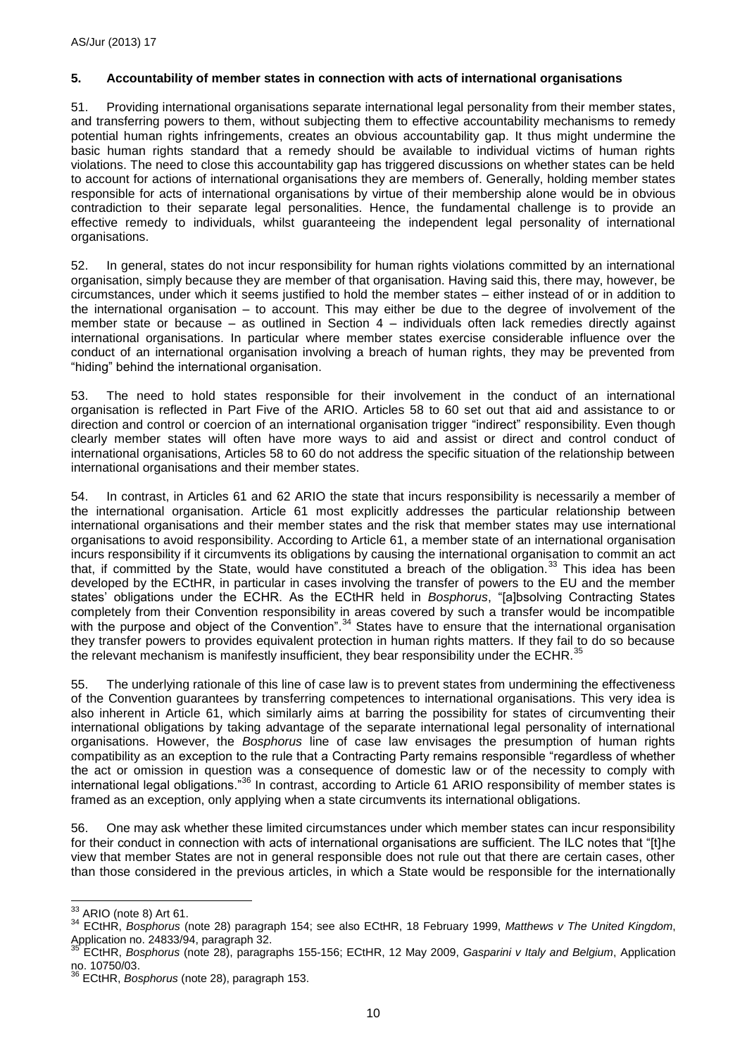## 5. Accountability of member states in connection with acts of international organisations

51. Providing international organisations separate international legal personality from their member states, and transferring powers to them, without subjecting them to effective accountability mechanisms to remedy potential human rights infringements, creates an obvious accountability gap. It thus might undermine the basic human rights standard that a remedy should be available to individual victims of human rights violations. The need to close this accountability gap has triggered discussions on whether states can be held to account for actions of international organisations they are members of. Generally, holding member states responsible for acts of international organisations by virtue of their membership alone would be in obvious contradiction to their separate legal personalities. Hence, the fundamental challenge is to provide an effective remedy to individuals, whilst guaranteeing the independent legal personality of international organisations.

52. In general, states do not incur responsibility for human rights violations committed by an international organisation, simply because they are member of that organisation. Having said this, there may, however, be circumstances, under which it seems justified to hold the member states – either instead of or in addition to the international organisation – to account. This may either be due to the degree of involvement of the member state or because – as outlined in Section 4 – individuals often lack remedies directly against international organisations. In particular where member states exercise considerable influence over the conduct of an international organisation involving a breach of human rights, they may be prevented from "hiding" behind the international organisation.

53. The need to hold states responsible for their involvement in the conduct of an international organisation is reflected in Part Five of the ARIO. Articles 58 to 60 set out that aid and assistance to or direction and control or coercion of an international organisation trigger "indirect" responsibility. Even though clearly member states will often have more ways to aid and assist or direct and control conduct of international organisations, Articles 58 to 60 do not address the specific situation of the relationship between international organisations and their member states.

54. In contrast, in Articles 61 and 62 ARIO the state that incurs responsibility is necessarily a member of the international organisation. Article 61 most explicitly addresses the particular relationship between international organisations and their member states and the risk that member states may use international organisations to avoid responsibility. According to Article 61, a member state of an international organisation incurs responsibility if it circumvents its obligations by causing the international organisation to commit an act that, if committed by the State, would have constituted a breach of the obligation.[33] This idea has been developed by the ECtHR, in particular in cases involving the transfer of powers to the EU and the member states' obligations under the ECHR. As the ECtHR held in *Bosphorus*, "[a]bsolving Contracting States completely from their Convention responsibility in areas covered by such a transfer would be incompatible with the purpose and object of the Convention".[34] States have to ensure that the international organisation they transfer powers to provides equivalent protection in human rights matters. If they fail to do so because the relevant mechanism is manifestly insufficient, they bear responsibility under the ECHR.[35]

55. The underlying rationale of this line of case law is to prevent states from undermining the effectiveness of the Convention guarantees by transferring competences to international organisations. This very idea is also inherent in Article 61, which similarly aims at barring the possibility for states of circumventing their international obligations by taking advantage of the separate international legal personality of international organisations. However, the *Bosphorus* line of case law envisages the presumption of human rights compatibility as an exception to the rule that a Contracting Party remains responsible "regardless of whether the act or omission in question was a consequence of domestic law or of the necessity to comply with international legal obligations."[36] In contrast, according to Article 61 ARIO responsibility of member states is framed as an exception, only applying when a state circumvents its international obligations.

56. One may ask whether these limited circumstances under which member states can incur responsibility for their conduct in connection with acts of international organisations are sufficient. The ILC notes that "[t]he view that member States are not in general responsible does not rule out that there are certain cases, other than those considered in the previous articles, in which a State would be responsible for the internationally

---

[33] ARIO (note 8) Art 61.

[34] ECtHR, *Bosphorus* (note 28) paragraph 154; see also ECtHR, 18 February 1999, *Matthews v The United Kingdom*, Application no. 24833/94, paragraph 32.

[35] ECtHR, *Bosphorus* (note 28), paragraphs 155-156; ECtHR, 12 May 2009, *Gasparini v Italy and Belgium*, Application no. 10750/03.

[36] ECtHR, *Bosphorus* (note 28), paragraph 153.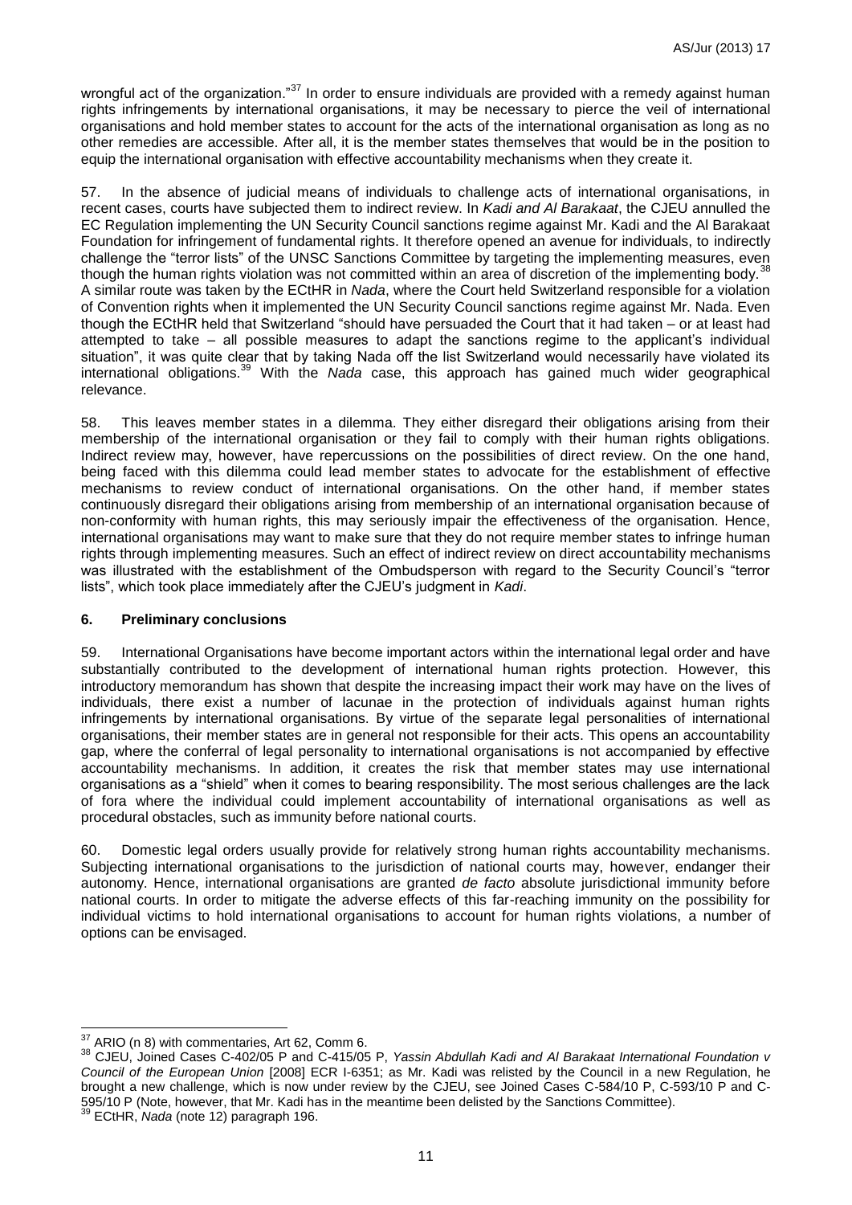wrongful act of the organization."[37] In order to ensure individuals are provided with a remedy against human rights infringements by international organisations, it may be necessary to pierce the veil of international organisations and hold member states to account for the acts of the international organisation as long as no other remedies are accessible. After all, it is the member states themselves that would be in the position to equip the international organisation with effective accountability mechanisms when they create it.

57. In the absence of judicial means of individuals to challenge acts of international organisations, in recent cases, courts have subjected them to indirect review. In *Kadi and Al Barakaat*, the CJEU annulled the EC Regulation implementing the UN Security Council sanctions regime against Mr. Kadi and the Al Barakaat Foundation for infringement of fundamental rights. It therefore opened an avenue for individuals, to indirectly challenge the "terror lists" of the UNSC Sanctions Committee by targeting the implementing measures, even though the human rights violation was not committed within an area of discretion of the implementing body.[38] A similar route was taken by the ECtHR in *Nada*, where the Court held Switzerland responsible for a violation of Convention rights when it implemented the UN Security Council sanctions regime against Mr. Nada. Even though the ECtHR held that Switzerland "should have persuaded the Court that it had taken – or at least had attempted to take – all possible measures to adapt the sanctions regime to the applicant's individual situation", it was quite clear that by taking Nada off the list Switzerland would necessarily have violated its international obligations.[39] With the *Nada* case, this approach has gained much wider geographical relevance.

58. This leaves member states in a dilemma. They either disregard their obligations arising from their membership of the international organisation or they fail to comply with their human rights obligations. Indirect review may, however, have repercussions on the possibilities of direct review. On the one hand, being faced with this dilemma could lead member states to advocate for the establishment of effective mechanisms to review conduct of international organisations. On the other hand, if member states continuously disregard their obligations arising from membership of an international organisation because of non-conformity with human rights, this may seriously impair the effectiveness of the organisation. Hence, international organisations may want to make sure that they do not require member states to infringe human rights through implementing measures. Such an effect of indirect review on direct accountability mechanisms was illustrated with the establishment of the Ombudsperson with regard to the Security Council's "terror lists", which took place immediately after the CJEU's judgment in *Kadi*.

## 6. Preliminary conclusions

59. International Organisations have become important actors within the international legal order and have substantially contributed to the development of international human rights protection. However, this introductory memorandum has shown that despite the increasing impact their work may have on the lives of individuals, there exist a number of lacunae in the protection of individuals against human rights infringements by international organisations. By virtue of the separate legal personalities of international organisations, their member states are in general not responsible for their acts. This opens an accountability gap, where the conferral of legal personality to international organisations is not accompanied by effective accountability mechanisms. In addition, it creates the risk that member states may use international organisations as a "shield" when it comes to bearing responsibility. The most serious challenges are the lack of fora where the individual could implement accountability of international organisations as well as procedural obstacles, such as immunity before national courts.

60. Domestic legal orders usually provide for relatively strong human rights accountability mechanisms. Subjecting international organisations to the jurisdiction of national courts may, however, endanger their autonomy. Hence, international organisations are granted *de facto* absolute jurisdictional immunity before national courts. In order to mitigate the adverse effects of this far-reaching immunity on the possibility for individual victims to hold international organisations to account for human rights violations, a number of options can be envisaged.

---

[37] ARIO (n 8) with commentaries, Art 62, Comm 6.

[38] CJEU, Joined Cases C-402/05 P and C-415/05 P, *Yassin Abdullah Kadi and Al Barakaat International Foundation v Council of the European Union* [2008] ECR I-6351; as Mr. Kadi was relisted by the Council in a new Regulation, he brought a new challenge, which is now under review by the CJEU, see Joined Cases C-584/10 P, C-593/10 P and C-595/10 P (Note, however, that Mr. Kadi has in the meantime been delisted by the Sanctions Committee).

[39] ECtHR, *Nada* (note 12) paragraph 196.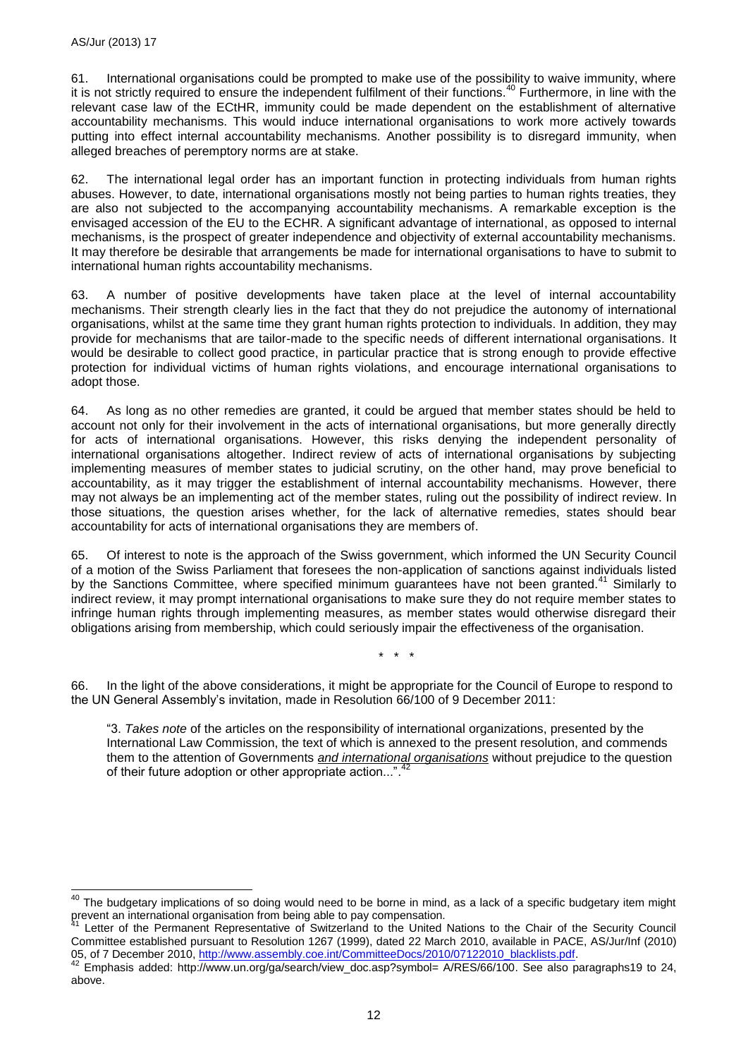61. International organisations could be prompted to make use of the possibility to waive immunity, where it is not strictly required to ensure the independent fulfilment of their functions.[40] Furthermore, in line with the relevant case law of the ECtHR, immunity could be made dependent on the establishment of alternative accountability mechanisms. This would induce international organisations to work more actively towards putting into effect internal accountability mechanisms. Another possibility is to disregard immunity, when alleged breaches of peremptory norms are at stake.

62. The international legal order has an important function in protecting individuals from human rights abuses. However, to date, international organisations mostly not being parties to human rights treaties, they are also not subjected to the accompanying accountability mechanisms. A remarkable exception is the envisaged accession of the EU to the ECHR. A significant advantage of international, as opposed to internal mechanisms, is the prospect of greater independence and objectivity of external accountability mechanisms. It may therefore be desirable that arrangements be made for international organisations to have to submit to international human rights accountability mechanisms.

63. A number of positive developments have taken place at the level of internal accountability mechanisms. Their strength clearly lies in the fact that they do not prejudice the autonomy of international organisations, whilst at the same time they grant human rights protection to individuals. In addition, they may provide for mechanisms that are tailor-made to the specific needs of different international organisations. It would be desirable to collect good practice, in particular practice that is strong enough to provide effective protection for individual victims of human rights violations, and encourage international organisations to adopt those.

64. As long as no other remedies are granted, it could be argued that member states should be held to account not only for their involvement in the acts of international organisations, but more generally directly for acts of international organisations. However, this risks denying the independent personality of international organisations altogether. Indirect review of acts of international organisations by subjecting implementing measures of member states to judicial scrutiny, on the other hand, may prove beneficial to accountability, as it may trigger the establishment of internal accountability mechanisms. However, there may not always be an implementing act of the member states, ruling out the possibility of indirect review. In those situations, the question arises whether, for the lack of alternative remedies, states should bear accountability for acts of international organisations they are members of.

65. Of interest to note is the approach of the Swiss government, which informed the UN Security Council of a motion of the Swiss Parliament that foresees the non-application of sanctions against individuals listed by the Sanctions Committee, where specified minimum guarantees have not been granted.[41] Similarly to indirect review, it may prompt international organisations to make sure they do not require member states to infringe human rights through implementing measures, as member states would otherwise disregard their obligations arising from membership, which could seriously impair the effectiveness of the organisation.

\* \* \*

66. In the light of the above considerations, it might be appropriate for the Council of Europe to respond to the UN General Assembly's invitation, made in Resolution 66/100 of 9 December 2011:

> "3. *Takes note* of the articles on the responsibility of international organizations, presented by the International Law Commission, the text of which is annexed to the present resolution, and commends them to the attention of Governments ***and international organisations*** without prejudice to the question of their future adoption or other appropriate action...".[42]

---

[40] The budgetary implications of so doing would need to be borne in mind, as a lack of a specific budgetary item might prevent an international organisation from being able to pay compensation.

[41] Letter of the Permanent Representative of Switzerland to the United Nations to the Chair of the Security Council Committee established pursuant to Resolution 1267 (1999), dated 22 March 2010, available in PACE, AS/Jur/Inf (2010) 05, of 7 December 2010, http://www.assembly.coe.int/CommitteeDocs/2010/07122010_blacklists.pdf.

[42] Emphasis added: http://www.un.org/ga/search/view_doc.asp?symbol= A/RES/66/100. See also paragraphs19 to 24, above.